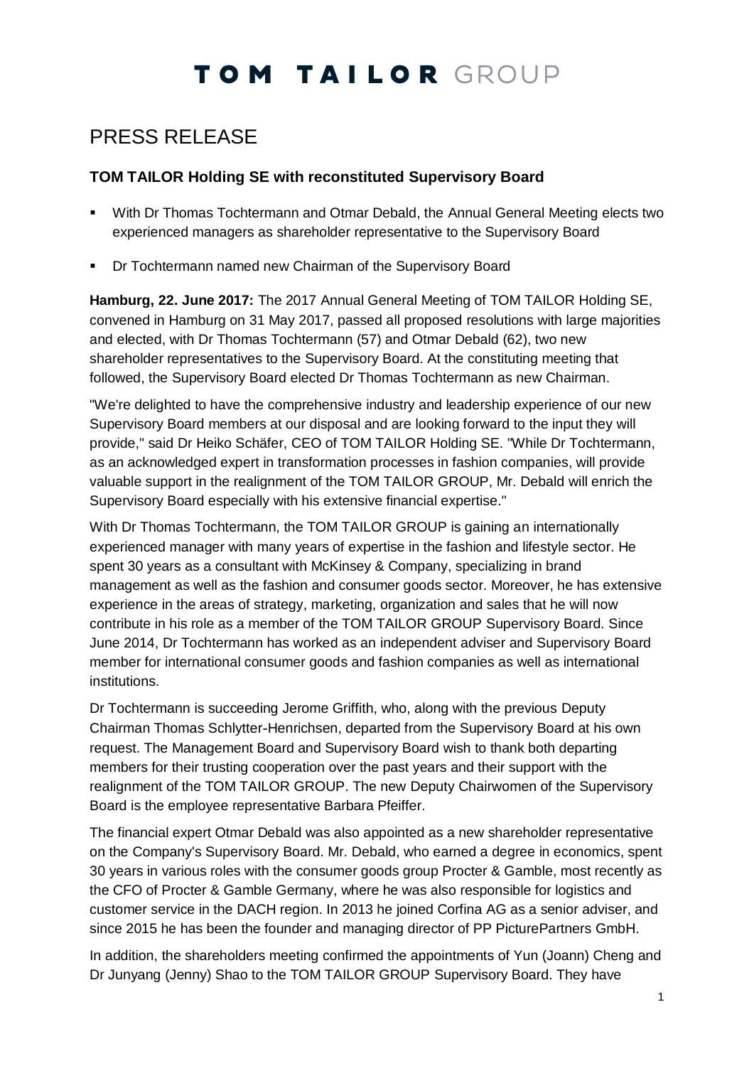# TOM TAILOR GROUP

## PRESS RELEASE

### TOM TAILOR Holding SE with reconstituted Supervisory Board

- With Dr Thomas Tochtermann and Otmar Debald, the Annual General Meeting elects two experienced managers as shareholder representative to the Supervisory Board
- Dr Tochtermann named new Chairman of the Supervisory Board

**Hamburg, 22. June 2017:** The 2017 Annual General Meeting of TOM TAILOR Holding SE, convened in Hamburg on 31 May 2017, passed all proposed resolutions with large majorities and elected, with Dr Thomas Tochtermann (57) and Otmar Debald (62), two new shareholder representatives to the Supervisory Board. At the constituting meeting that followed, the Supervisory Board elected Dr Thomas Tochtermann as new Chairman.

"We're delighted to have the comprehensive industry and leadership experience of our new Supervisory Board members at our disposal and are looking forward to the input they will provide," said Dr Heiko Schäfer, CEO of TOM TAILOR Holding SE. "While Dr Tochtermann, as an acknowledged expert in transformation processes in fashion companies, will provide valuable support in the realignment of the TOM TAILOR GROUP, Mr. Debald will enrich the Supervisory Board especially with his extensive financial expertise."

With Dr Thomas Tochtermann, the TOM TAILOR GROUP is gaining an internationally experienced manager with many years of expertise in the fashion and lifestyle sector. He spent 30 years as a consultant with McKinsey & Company, specializing in brand management as well as the fashion and consumer goods sector. Moreover, he has extensive experience in the areas of strategy, marketing, organization and sales that he will now contribute in his role as a member of the TOM TAILOR GROUP Supervisory Board. Since June 2014, Dr Tochtermann has worked as an independent adviser and Supervisory Board member for international consumer goods and fashion companies as well as international institutions.

Dr Tochtermann is succeeding Jerome Griffith, who, along with the previous Deputy Chairman Thomas Schlytter-Henrichsen, departed from the Supervisory Board at his own request. The Management Board and Supervisory Board wish to thank both departing members for their trusting cooperation over the past years and their support with the realignment of the TOM TAILOR GROUP. The new Deputy Chairwomen of the Supervisory Board is the employee representative Barbara Pfeiffer.

The financial expert Otmar Debald was also appointed as a new shareholder representative on the Company's Supervisory Board. Mr. Debald, who earned a degree in economics, spent 30 years in various roles with the consumer goods group Procter & Gamble, most recently as the CFO of Procter & Gamble Germany, where he was also responsible for logistics and customer service in the DACH region. In 2013 he joined Corfina AG as a senior adviser, and since 2015 he has been the founder and managing director of PP PicturePartners GmbH.

In addition, the shareholders meeting confirmed the appointments of Yun (Joann) Cheng and Dr Junyang (Jenny) Shao to the TOM TAILOR GROUP Supervisory Board. They have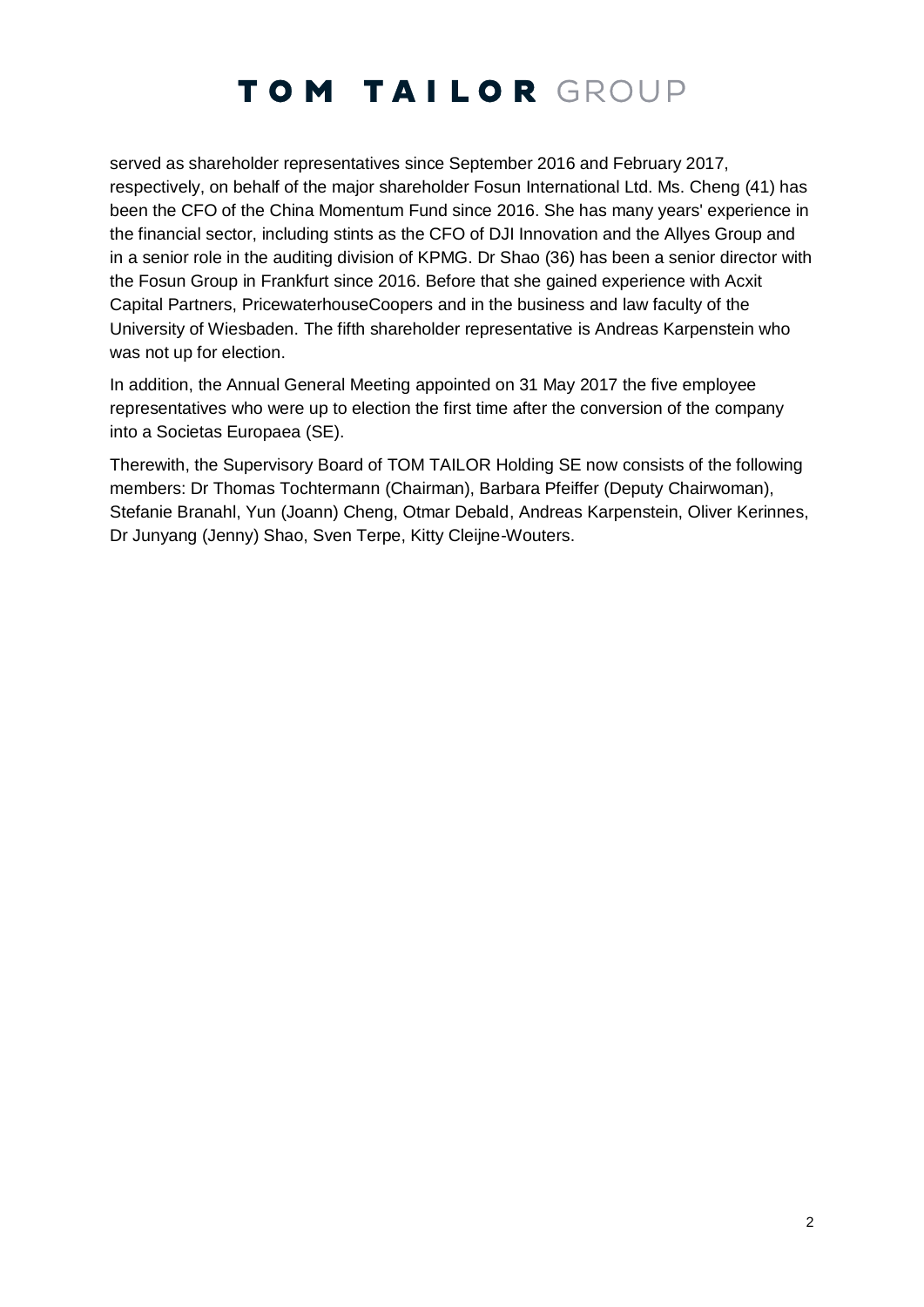served as shareholder representatives since September 2016 and February 2017, respectively, on behalf of the major shareholder Fosun International Ltd. Ms. Cheng (41) has been the CFO of the China Momentum Fund since 2016. She has many years' experience in the financial sector, including stints as the CFO of DJI Innovation and the Allyes Group and in a senior role in the auditing division of KPMG. Dr Shao (36) has been a senior director with the Fosun Group in Frankfurt since 2016. Before that she gained experience with Acxit Capital Partners, PricewaterhouseCoopers and in the business and law faculty of the University of Wiesbaden. The fifth shareholder representative is Andreas Karpenstein who was not up for election.

In addition, the Annual General Meeting appointed on 31 May 2017 the five employee representatives who were up to election the first time after the conversion of the company into a Societas Europaea (SE).

Therewith, the Supervisory Board of TOM TAILOR Holding SE now consists of the following members: Dr Thomas Tochtermann (Chairman), Barbara Pfeiffer (Deputy Chairwoman), Stefanie Branahl, Yun (Joann) Cheng, Otmar Debald, Andreas Karpenstein, Oliver Kerinnes, Dr Junyang (Jenny) Shao, Sven Terpe, Kitty Cleijne-Wouters.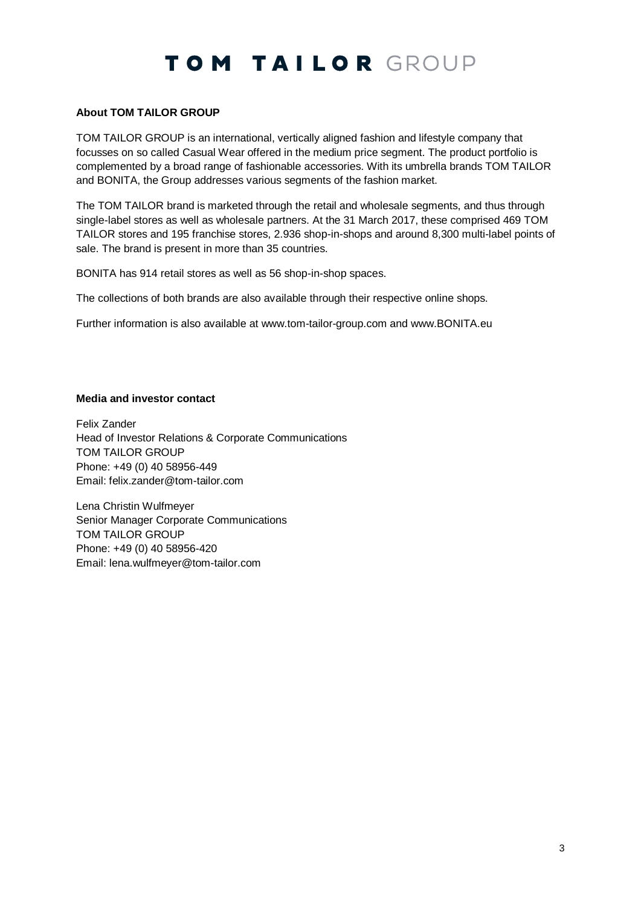**About TOM TAILOR GROUP**

TOM TAILOR GROUP is an international, vertically aligned fashion and lifestyle company that focusses on so called Casual Wear offered in the medium price segment. The product portfolio is complemented by a broad range of fashionable accessories. With its umbrella brands TOM TAILOR and BONITA, the Group addresses various segments of the fashion market.

The TOM TAILOR brand is marketed through the retail and wholesale segments, and thus through single-label stores as well as wholesale partners. At the 31 March 2017, these comprised 469 TOM TAILOR stores and 195 franchise stores, 2.936 shop-in-shops and around 8,300 multi-label points of sale. The brand is present in more than 35 countries.

BONITA has 914 retail stores as well as 56 shop-in-shop spaces.

The collections of both brands are also available through their respective online shops.

Further information is also available at www.tom-tailor-group.com and www.BONITA.eu

**Media and investor contact**

Felix Zander
Head of Investor Relations & Corporate Communications
TOM TAILOR GROUP
Phone: +49 (0) 40 58956-449
Email: felix.zander@tom-tailor.com

Lena Christin Wulfmeyer
Senior Manager Corporate Communications
TOM TAILOR GROUP
Phone: +49 (0) 40 58956-420
Email: lena.wulfmeyer@tom-tailor.com